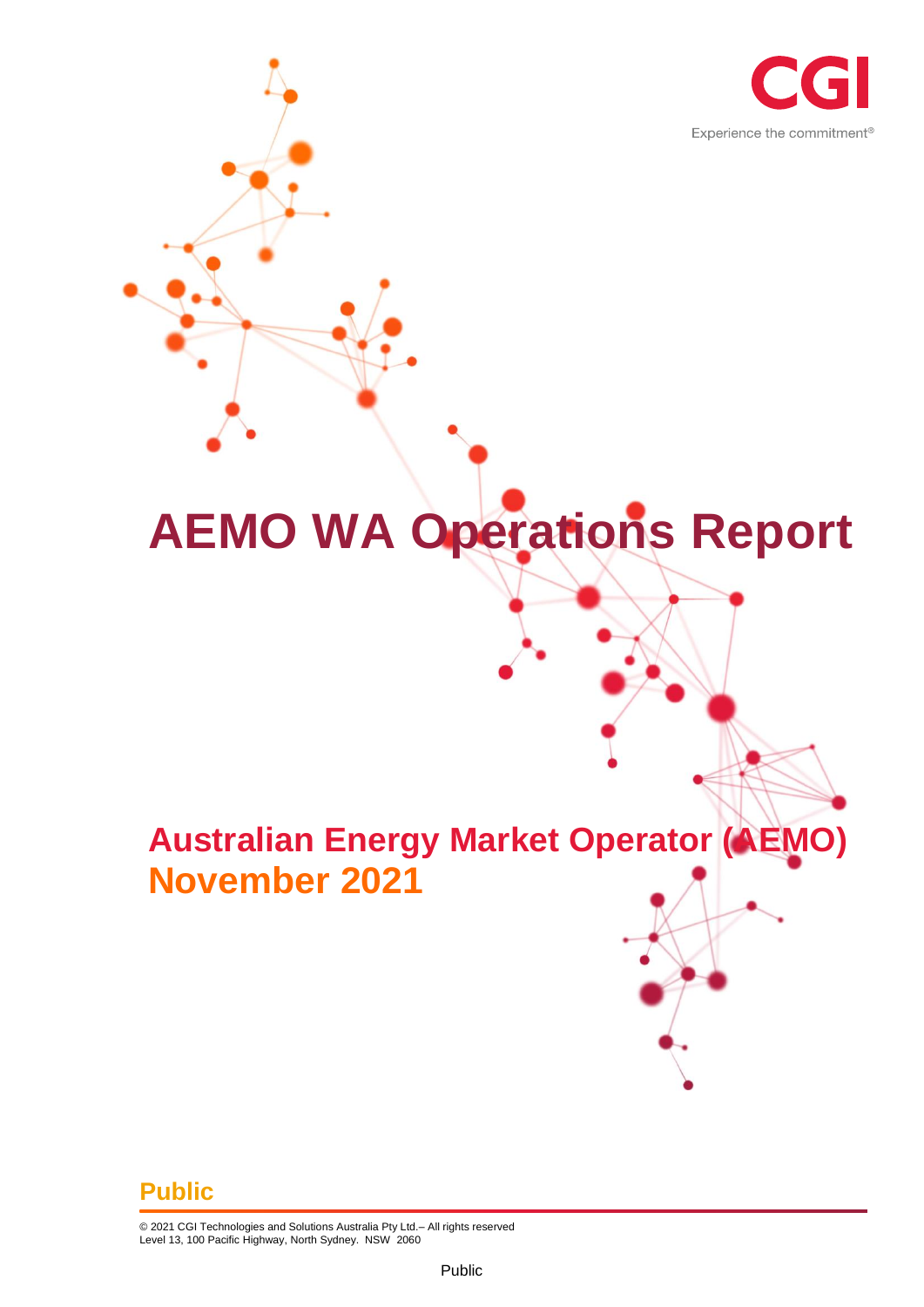CGI

Experience the commitment®

# AEMO WA Operations Report

## Australian Energy Market Operator (AEMO)
## November 2021

**Public**

© 2021 CGI Technologies and Solutions Australia Pty Ltd.– All rights reserved
Level 13, 100 Pacific Highway, North Sydney. NSW 2060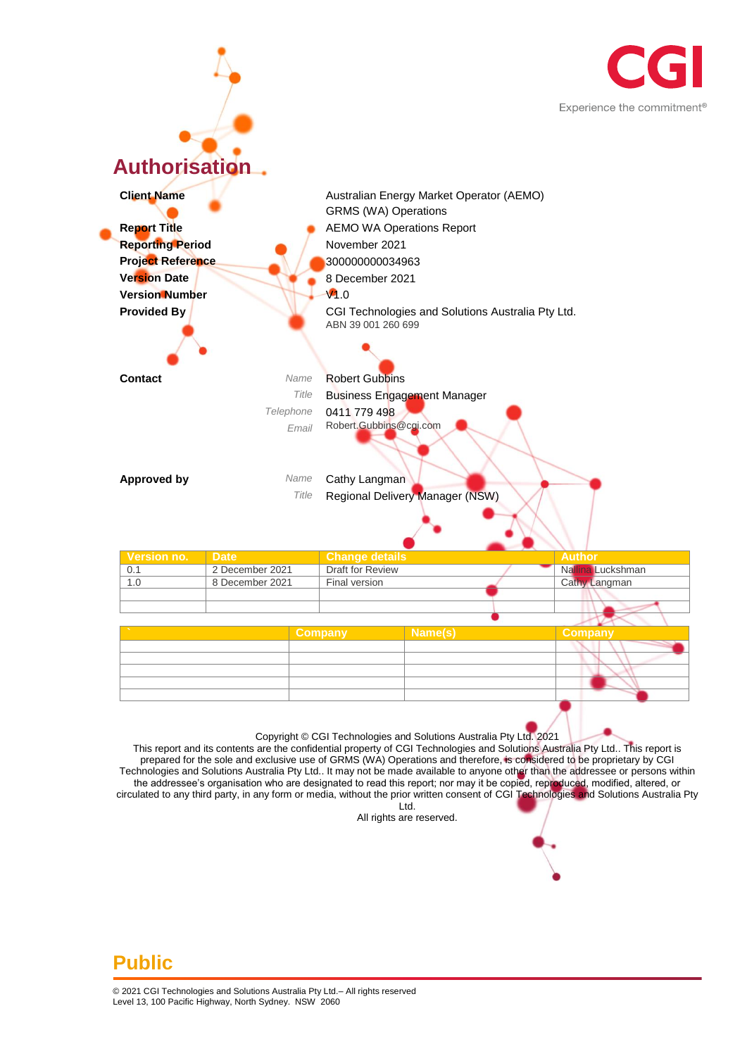# Authorisation

| | |
|---|---|
| **Client Name** | Australian Energy Market Operator (AEMO)<br>GRMS (WA) Operations |
| **Report Title** | AEMO WA Operations Report |
| **Reporting Period** | November 2021 |
| **Project Reference** | 300000000034963 |
| **Version Date** | 8 December 2021 |
| **Version Number** | V1.0 |
| **Provided By** | CGI Technologies and Solutions Australia Pty Ltd.<br>ABN 39 001 260 699 |

**Contact**

| | |
|---|---|
| *Name* | Robert Gubbins |
| *Title* | Business Engagement Manager |
| *Telephone* | 0411 779 498 |
| *Email* | Robert.Gubbins@cgi.com |

**Approved by**

| | |
|---|---|
| *Name* | Cathy Langman |
| *Title* | Regional Delivery Manager (NSW) |

| Version no. | Date | Change details | Author |
|---|---|---|---|
| 0.1 | 2 December 2021 | Draft for Review | Nallina Luckshman |
| 1.0 | 8 December 2021 | Final version | Cathy Langman |
| | | | |
| | | | |

| ` | Company | Name(s) | Company |
|---|---|---|---|
| | | | |
| | | | |
| | | | |
| | | | |
| | | | |

Copyright © CGI Technologies and Solutions Australia Pty Ltd. 2021

This report and its contents are the confidential property of CGI Technologies and Solutions Australia Pty Ltd.. This report is prepared for the sole and exclusive use of GRMS (WA) Operations and therefore, is considered to be proprietary by CGI Technologies and Solutions Australia Pty Ltd.. It may not be made available to anyone other than the addressee or persons within the addressee's organisation who are designated to read this report; nor may it be copied, reproduced, modified, altered, or circulated to any third party, in any form or media, without the prior written consent of CGI Technologies and Solutions Australia Pty Ltd.

All rights are reserved.

**Public**

© 2021 CGI Technologies and Solutions Australia Pty Ltd.– All rights reserved
Level 13, 100 Pacific Highway, North Sydney. NSW 2060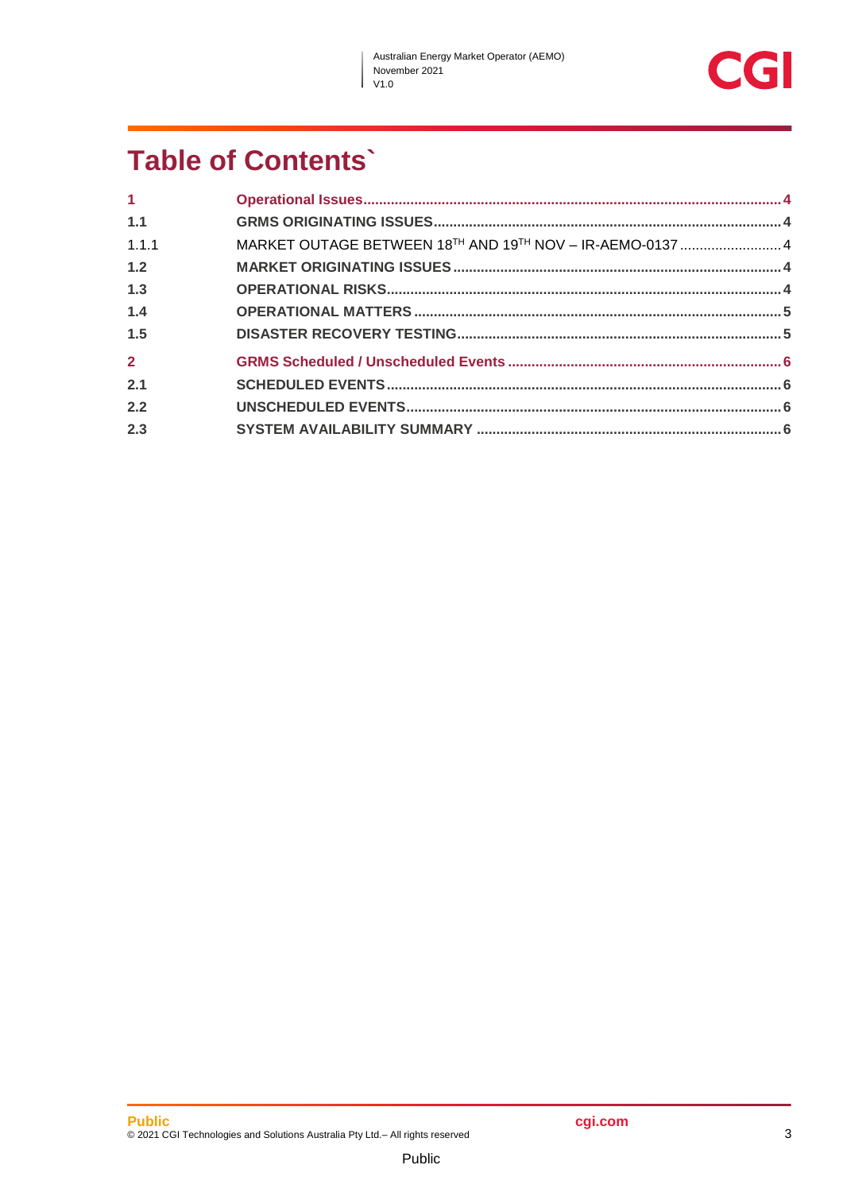# Table of Contents`

| | | |
|---|---|---|
| **1** | **Operational Issues** | **4** |
| **1.1** | **GRMS ORIGINATING ISSUES** | **4** |
| 1.1.1 | MARKET OUTAGE BETWEEN 18TH AND 19TH NOV – IR-AEMO-0137 | 4 |
| **1.2** | **MARKET ORIGINATING ISSUES** | **4** |
| **1.3** | **OPERATIONAL RISKS** | **4** |
| **1.4** | **OPERATIONAL MATTERS** | **5** |
| **1.5** | **DISASTER RECOVERY TESTING** | **5** |
| **2** | **GRMS Scheduled / Unscheduled Events** | **6** |
| **2.1** | **SCHEDULED EVENTS** | **6** |
| **2.2** | **UNSCHEDULED EVENTS** | **6** |
| **2.3** | **SYSTEM AVAILABILITY SUMMARY** | **6** |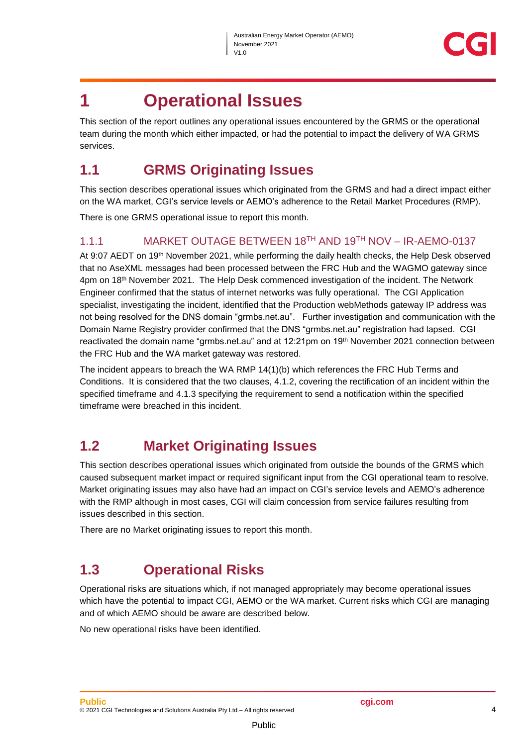# 1 Operational Issues

This section of the report outlines any operational issues encountered by the GRMS or the operational team during the month which either impacted, or had the potential to impact the delivery of WA GRMS services.

## 1.1 GRMS Originating Issues

This section describes operational issues which originated from the GRMS and had a direct impact either on the WA market, CGI's service levels or AEMO's adherence to the Retail Market Procedures (RMP).

There is one GRMS operational issue to report this month.

### 1.1.1 MARKET OUTAGE BETWEEN 18TH AND 19TH NOV – IR-AEMO-0137

At 9:07 AEDT on 19th November 2021, while performing the daily health checks, the Help Desk observed that no AseXML messages had been processed between the FRC Hub and the WAGMO gateway since 4pm on 18th November 2021. The Help Desk commenced investigation of the incident. The Network Engineer confirmed that the status of internet networks was fully operational. The CGI Application specialist, investigating the incident, identified that the Production webMethods gateway IP address was not being resolved for the DNS domain "grmbs.net.au". Further investigation and communication with the Domain Name Registry provider confirmed that the DNS "grmbs.net.au" registration had lapsed. CGI reactivated the domain name "grmbs.net.au" and at 12:21pm on 19th November 2021 connection between the FRC Hub and the WA market gateway was restored.

The incident appears to breach the WA RMP 14(1)(b) which references the FRC Hub Terms and Conditions. It is considered that the two clauses, 4.1.2, covering the rectification of an incident within the specified timeframe and 4.1.3 specifying the requirement to send a notification within the specified timeframe were breached in this incident.

## 1.2 Market Originating Issues

This section describes operational issues which originated from outside the bounds of the GRMS which caused subsequent market impact or required significant input from the CGI operational team to resolve. Market originating issues may also have had an impact on CGI's service levels and AEMO's adherence with the RMP although in most cases, CGI will claim concession from service failures resulting from issues described in this section.

There are no Market originating issues to report this month.

## 1.3 Operational Risks

Operational risks are situations which, if not managed appropriately may become operational issues which have the potential to impact CGI, AEMO or the WA market. Current risks which CGI are managing and of which AEMO should be aware are described below.

No new operational risks have been identified.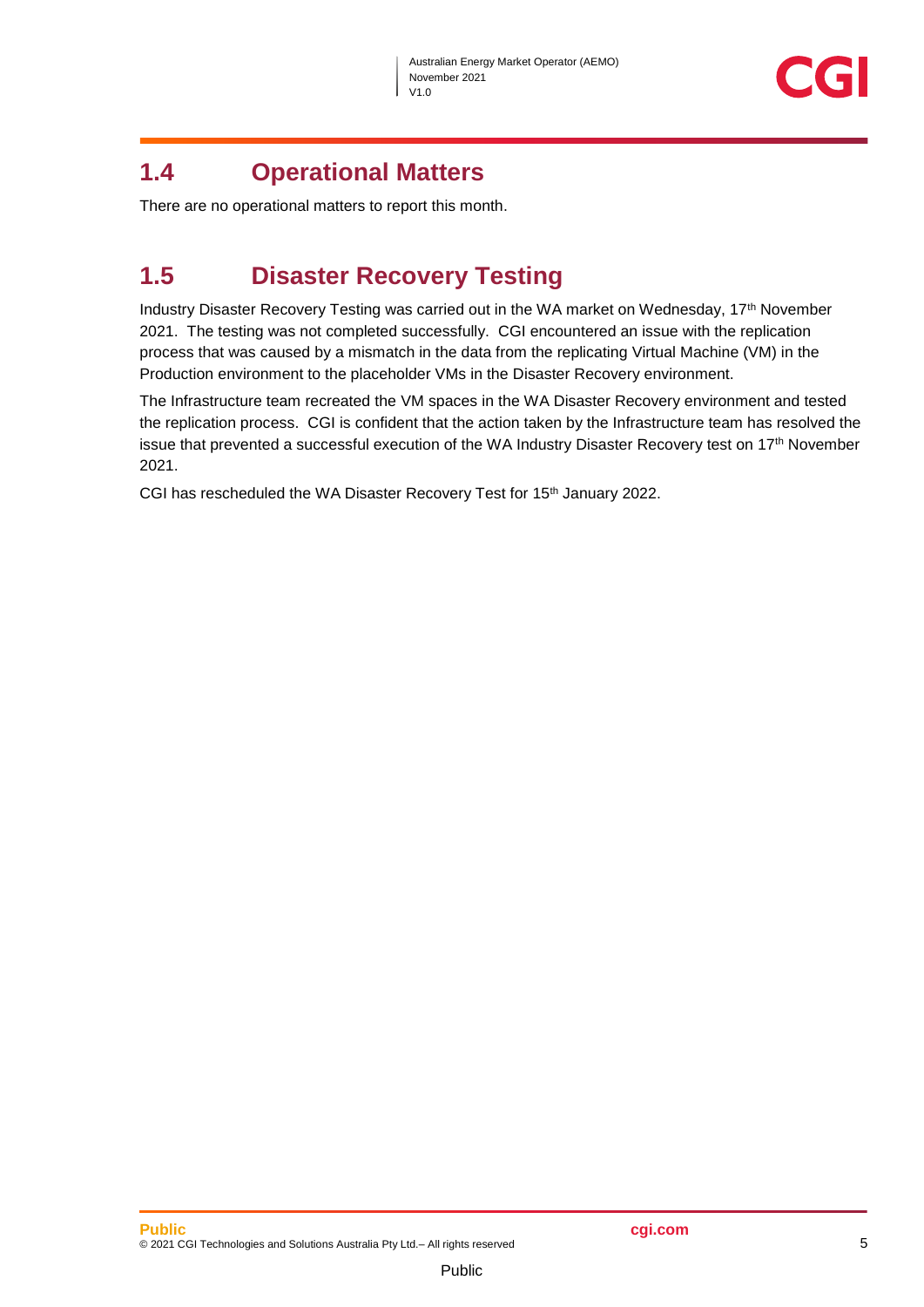## 1.4 Operational Matters

There are no operational matters to report this month.

## 1.5 Disaster Recovery Testing

Industry Disaster Recovery Testing was carried out in the WA market on Wednesday, 17th November 2021. The testing was not completed successfully. CGI encountered an issue with the replication process that was caused by a mismatch in the data from the replicating Virtual Machine (VM) in the Production environment to the placeholder VMs in the Disaster Recovery environment.

The Infrastructure team recreated the VM spaces in the WA Disaster Recovery environment and tested the replication process. CGI is confident that the action taken by the Infrastructure team has resolved the issue that prevented a successful execution of the WA Industry Disaster Recovery test on 17th November 2021.

CGI has rescheduled the WA Disaster Recovery Test for 15th January 2022.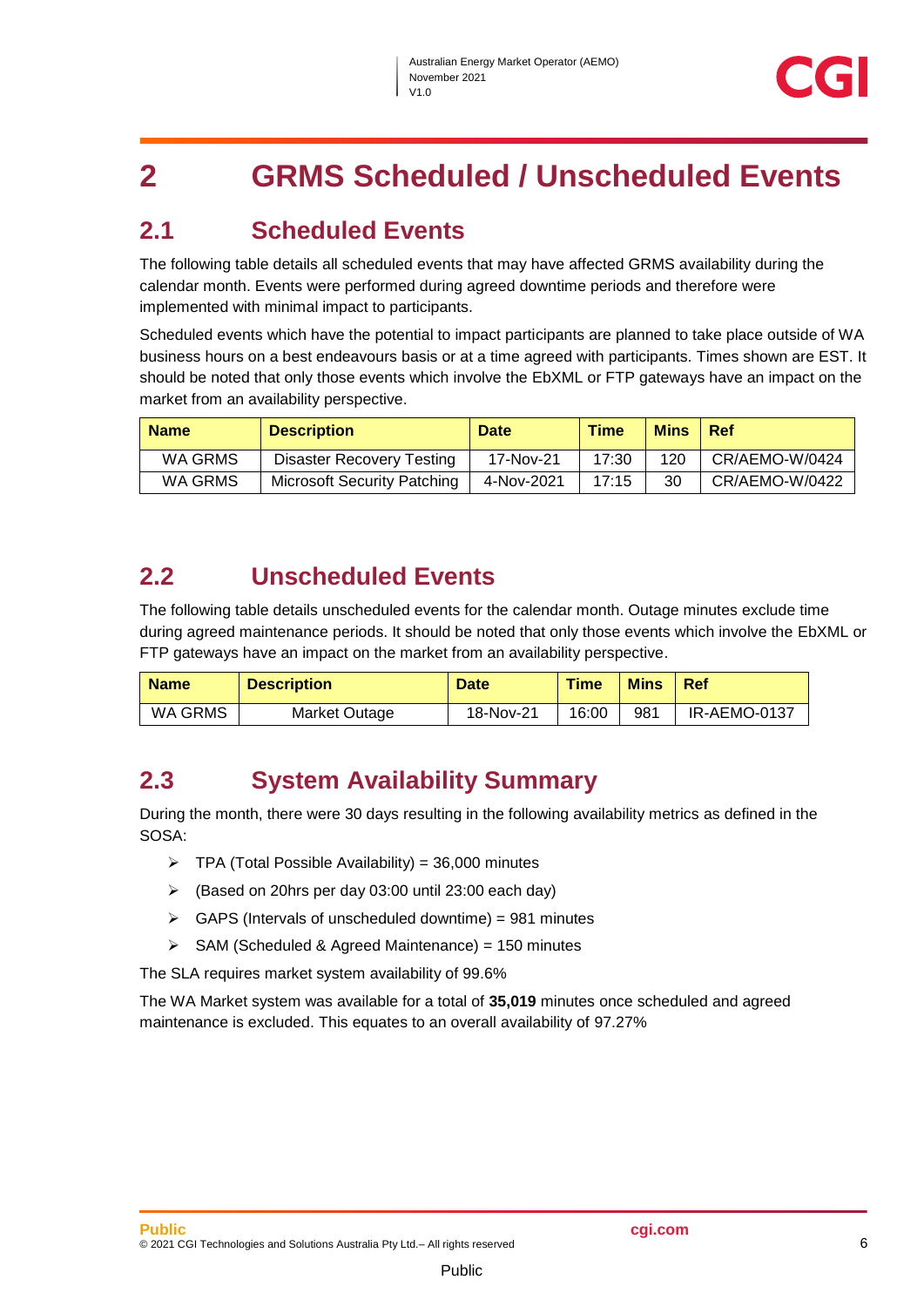# 2 GRMS Scheduled / Unscheduled Events

## 2.1 Scheduled Events

The following table details all scheduled events that may have affected GRMS availability during the calendar month. Events were performed during agreed downtime periods and therefore were implemented with minimal impact to participants.

Scheduled events which have the potential to impact participants are planned to take place outside of WA business hours on a best endeavours basis or at a time agreed with participants. Times shown are EST. It should be noted that only those events which involve the EbXML or FTP gateways have an impact on the market from an availability perspective.

| Name | Description | Date | Time | Mins | Ref |
|---|---|---|---|---|---|
| WA GRMS | Disaster Recovery Testing | 17-Nov-21 | 17:30 | 120 | CR/AEMO-W/0424 |
| WA GRMS | Microsoft Security Patching | 4-Nov-2021 | 17:15 | 30 | CR/AEMO-W/0422 |

## 2.2 Unscheduled Events

The following table details unscheduled events for the calendar month. Outage minutes exclude time during agreed maintenance periods. It should be noted that only those events which involve the EbXML or FTP gateways have an impact on the market from an availability perspective.

| Name | Description | Date | Time | Mins | Ref |
|---|---|---|---|---|---|
| WA GRMS | Market Outage | 18-Nov-21 | 16:00 | 981 | IR-AEMO-0137 |

## 2.3 System Availability Summary

During the month, there were 30 days resulting in the following availability metrics as defined in the SOSA:

- TPA (Total Possible Availability) = 36,000 minutes
- (Based on 20hrs per day 03:00 until 23:00 each day)
- GAPS (Intervals of unscheduled downtime) = 981 minutes
- SAM (Scheduled & Agreed Maintenance) = 150 minutes

The SLA requires market system availability of 99.6%

The WA Market system was available for a total of **35,019** minutes once scheduled and agreed maintenance is excluded. This equates to an overall availability of 97.27%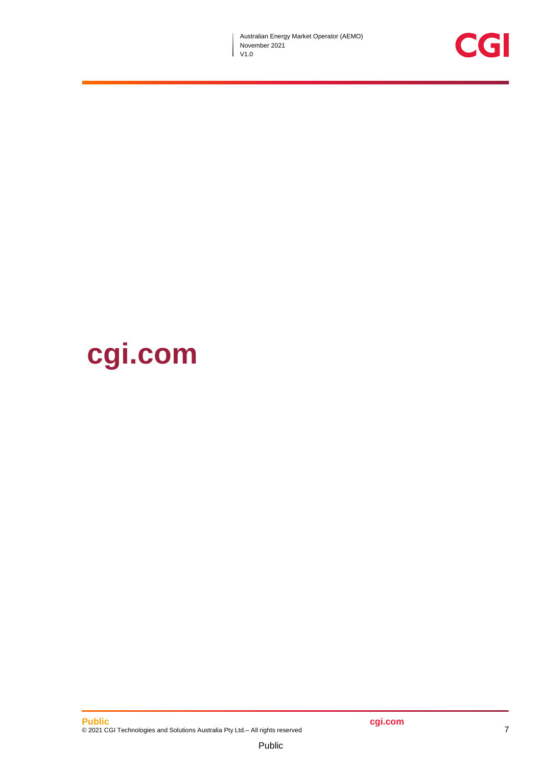cgi.com